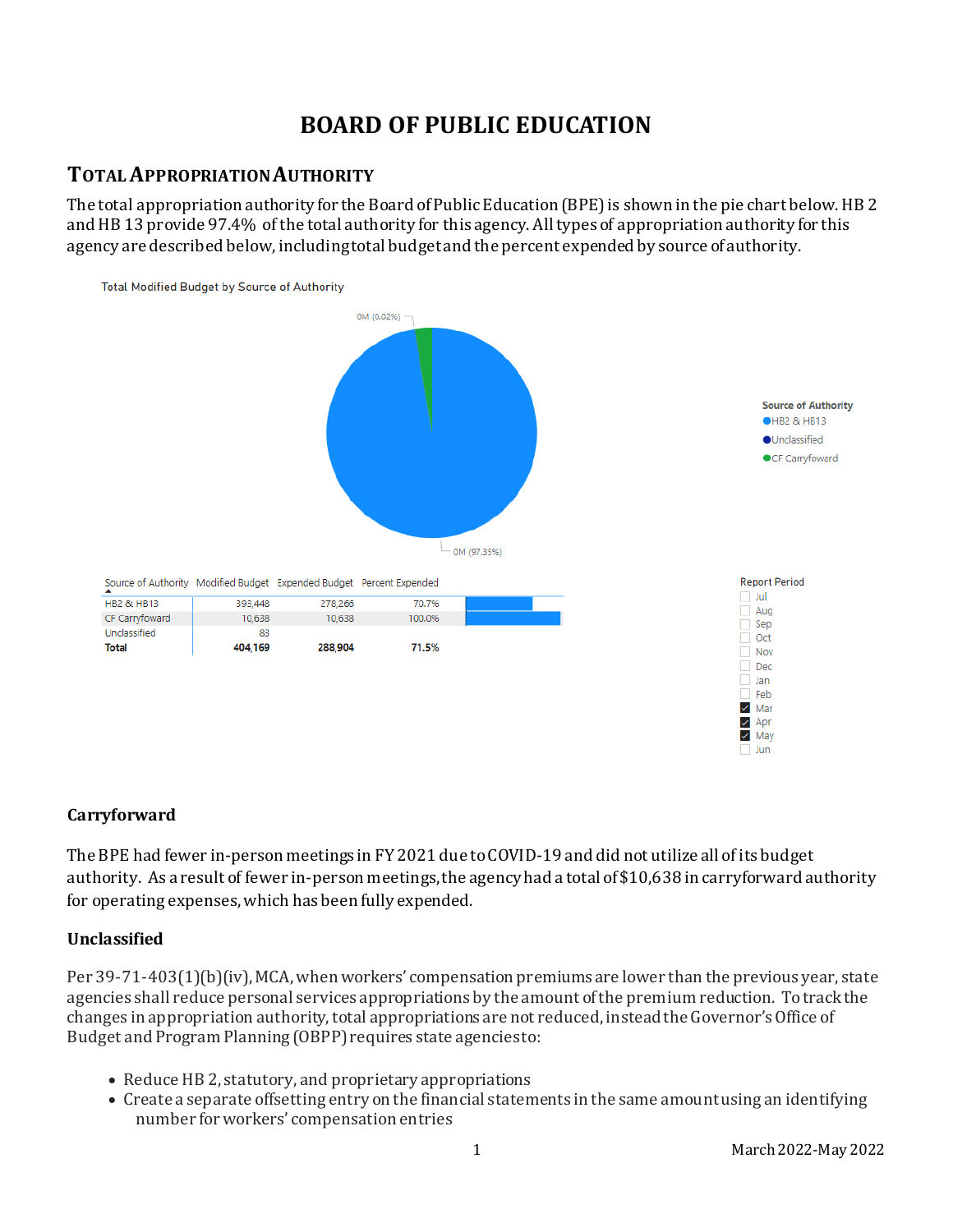# BOARD OF PUBLIC EDUCATION

## TOTAL APPROPRIATION AUTHORITY

The total appropriation authority for the Board of Public Education (BPE) is shown in the pie chart below. HB 2 and HB 13 provide 97.4% of the total authority for this agency. All types of appropriation authority for this agency are described below, including total budget and the percent expended by source of authority.

Total Modified Budget by Source of Authority

0M (0.02%)

0M (97.35%)

Source of Authority
- HB2 & HB13
- Unclassified
- CF Carryfoward

| Source of Authority | Modified Budget | Expended Budget | Percent Expended |
|---|---|---|---|
| HB2 & HB13 | 393,448 | 278,266 | 70.7% |
| CF Carryfoward | 10,638 | 10,638 | 100.0% |
| Unclassified | 83 | | |
| **Total** | **404,169** | **288,904** | **71.5%** |

Report Period
- [ ] Jul
- [ ] Aug
- [ ] Sep
- [ ] Oct
- [ ] Nov
- [ ] Dec
- [ ] Jan
- [ ] Feb
- [x] Mar
- [x] Apr
- [x] May
- [ ] Jun

### Carryforward

The BPE had fewer in-person meetings in FY 2021 due to COVID-19 and did not utilize all of its budget authority. As a result of fewer in-person meetings, the agency had a total of $10,638 in carryforward authority for operating expenses, which has been fully expended.

### Unclassified

Per 39-71-403(1)(b)(iv), MCA, when workers' compensation premiums are lower than the previous year, state agencies shall reduce personal services appropriations by the amount of the premium reduction. To track the changes in appropriation authority, total appropriations are not reduced, instead the Governor's Office of Budget and Program Planning (OBPP) requires state agencies to:

- Reduce HB 2, statutory, and proprietary appropriations
- Create a separate offsetting entry on the financial statements in the same amount using an identifying number for workers' compensation entries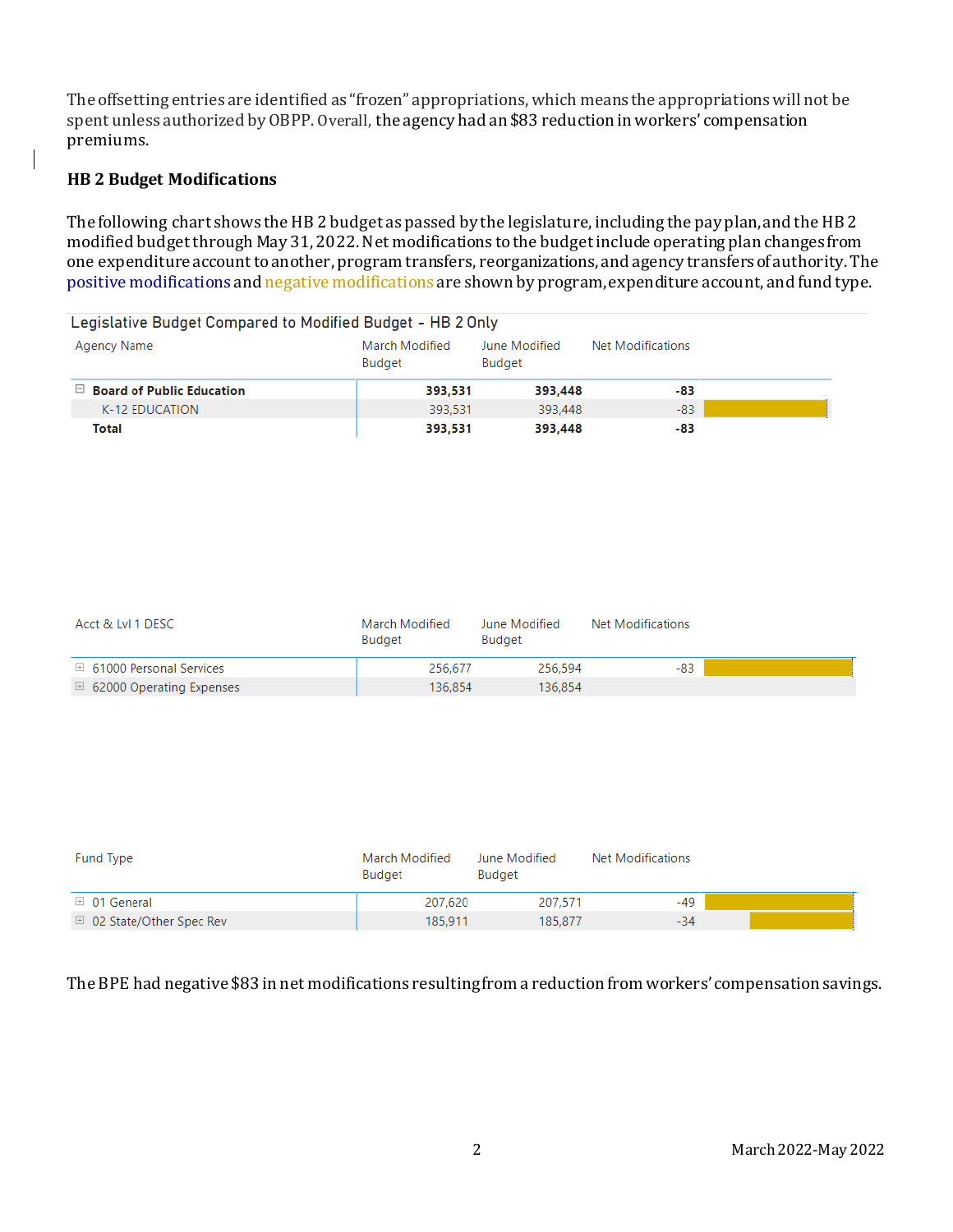The offsetting entries are identified as "frozen" appropriations, which means the appropriations will not be spent unless authorized by OBPP. Overall, the agency had an $83 reduction in workers' compensation premiums.

### HB 2 Budget Modifications

The following chart shows the HB 2 budget as passed by the legislature, including the pay plan, and the HB 2 modified budget through May 31, 2022. Net modifications to the budget include operating plan changes from one expenditure account to another, program transfers, reorganizations, and agency transfers of authority. The positive modifications and negative modifications are shown by program, expenditure account, and fund type.

**Legislative Budget Compared to Modified Budget - HB 2 Only**

| Agency Name | March Modified Budget | June Modified Budget | Net Modifications |
|---|---|---|---|
| **Board of Public Education** | **393,531** | **393,448** | **-83** |
| K-12 EDUCATION | 393,531 | 393,448 | -83 |
| **Total** | **393,531** | **393,448** | **-83** |

| Acct & Lvl 1 DESC | March Modified Budget | June Modified Budget | Net Modifications |
|---|---|---|---|
| 61000 Personal Services | 256,677 | 256,594 | -83 |
| 62000 Operating Expenses | 136,854 | 136,854 | |

| Fund Type | March Modified Budget | June Modified Budget | Net Modifications |
|---|---|---|---|
| 01 General | 207,620 | 207,571 | -49 |
| 02 State/Other Spec Rev | 185,911 | 185,877 | -34 |

The BPE had negative $83 in net modifications resulting from a reduction from workers' compensation savings.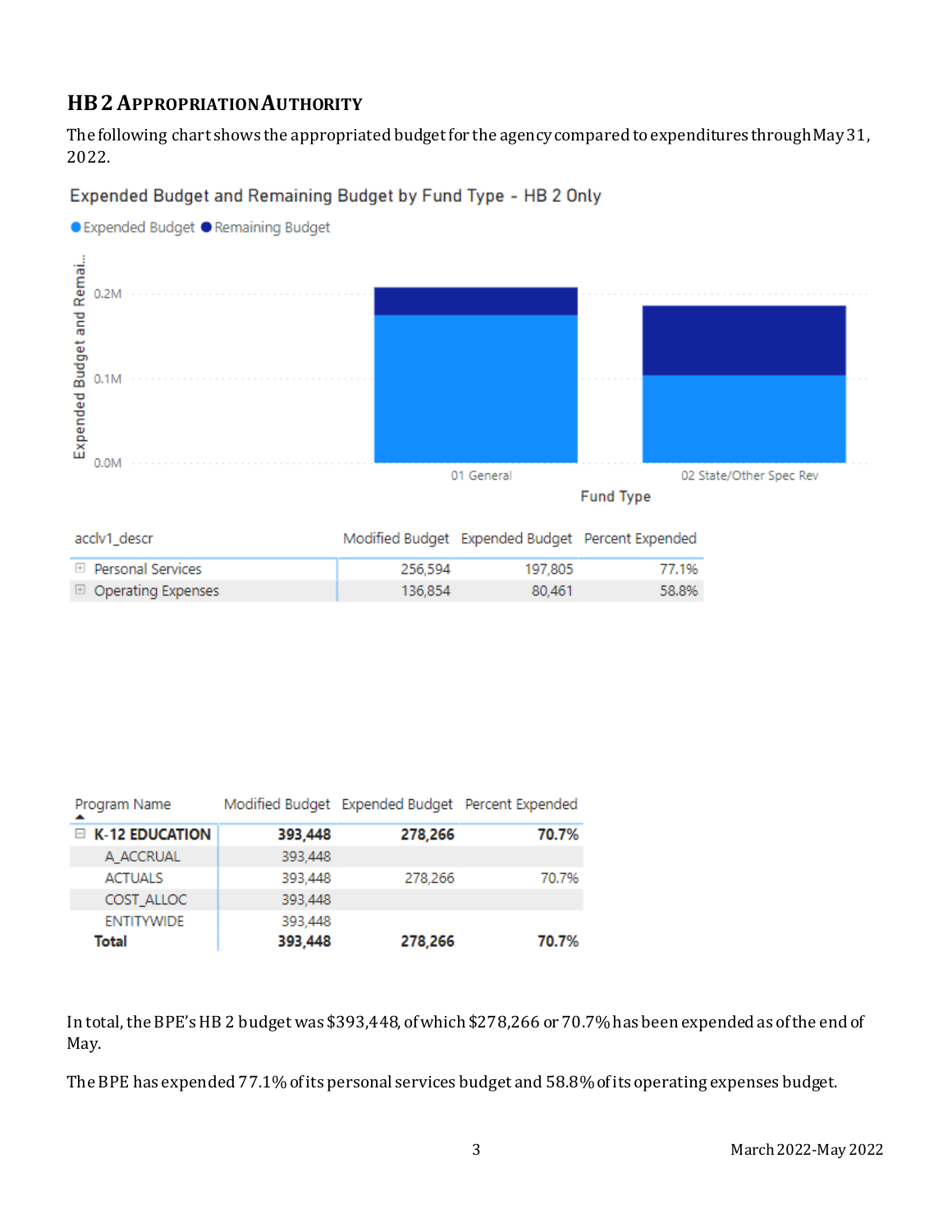## HB 2 APPROPRIATION AUTHORITY

The following chart shows the appropriated budget for the agency compared to expenditures through May 31, 2022.

Expended Budget and Remaining Budget by Fund Type - HB 2 Only

| acclv1_descr | Modified Budget | Expended Budget | Percent Expended |
|---|---|---|---|
| Personal Services | 256,594 | 197,805 | 77.1% |
| Operating Expenses | 136,854 | 80,461 | 58.8% |

| Program Name | Modified Budget | Expended Budget | Percent Expended |
|---|---|---|---|
| **K-12 EDUCATION** | **393,448** | **278,266** | **70.7%** |
| A_ACCRUAL | 393,448 | | |
| ACTUALS | 393,448 | 278,266 | 70.7% |
| COST_ALLOC | 393,448 | | |
| ENTITYWIDE | 393,448 | | |
| **Total** | **393,448** | **278,266** | **70.7%** |

In total, the BPE's HB 2 budget was $393,448, of which $278,266 or 70.7% has been expended as of the end of May.

The BPE has expended 77.1% of its personal services budget and 58.8% of its operating expenses budget.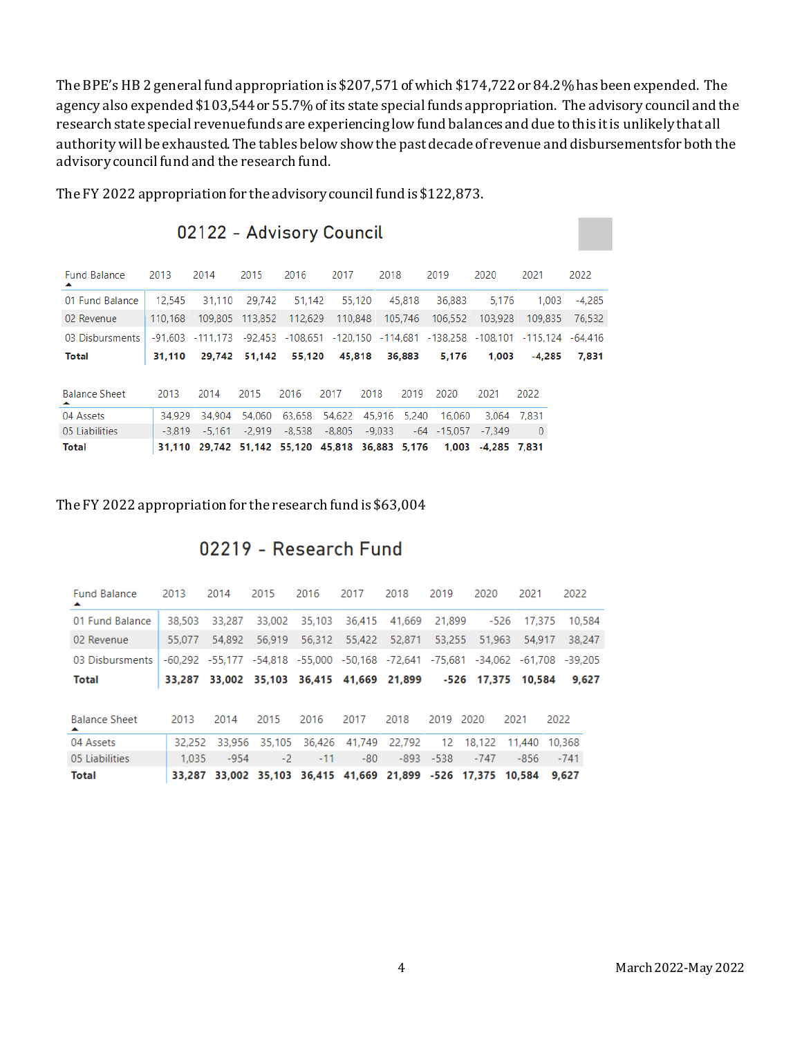The BPE's HB 2 general fund appropriation is $207,571 of which $174,722 or 84.2% has been expended. The agency also expended $103,544 or 55.7% of its state special funds appropriation. The advisory council and the research state special revenue funds are experiencing low fund balances and due to this it is unlikely that all authority will be exhausted. The tables below show the past decade of revenue and disbursements for both the advisory council fund and the research fund.

The FY 2022 appropriation for the advisory council fund is $122,873.

### 02122 - Advisory Council

| Fund Balance | 2013 | 2014 | 2015 | 2016 | 2017 | 2018 | 2019 | 2020 | 2021 | 2022 |
|---|---|---|---|---|---|---|---|---|---|---|
| 01 Fund Balance | 12,545 | 31,110 | 29,742 | 51,142 | 55,120 | 45,818 | 36,883 | 5,176 | 1,003 | -4,285 |
| 02 Revenue | 110,168 | 109,805 | 113,852 | 112,629 | 110,848 | 105,746 | 106,552 | 103,928 | 109,835 | 76,532 |
| 03 Disbursments | -91,603 | -111,173 | -92,453 | -108,651 | -120,150 | -114,681 | -138,258 | -108,101 | -115,124 | -64,416 |
| **Total** | **31,110** | **29,742** | **51,142** | **55,120** | **45,818** | **36,883** | **5,176** | **1,003** | **-4,285** | **7,831** |

| Balance Sheet | 2013 | 2014 | 2015 | 2016 | 2017 | 2018 | 2019 | 2020 | 2021 | 2022 |
|---|---|---|---|---|---|---|---|---|---|---|
| 04 Assets | 34,929 | 34,904 | 54,060 | 63,658 | 54,622 | 45,916 | 5,240 | 16,060 | 3,064 | 7,831 |
| 05 Liabilities | -3,819 | -5,161 | -2,919 | -8,538 | -8,805 | -9,033 | -64 | -15,057 | -7,349 | 0 |
| **Total** | **31,110** | **29,742** | **51,142** | **55,120** | **45,818** | **36,883** | **5,176** | **1,003** | **-4,285** | **7,831** |

The FY 2022 appropriation for the research fund is $63,004

### 02219 - Research Fund

| Fund Balance | 2013 | 2014 | 2015 | 2016 | 2017 | 2018 | 2019 | 2020 | 2021 | 2022 |
|---|---|---|---|---|---|---|---|---|---|---|
| 01 Fund Balance | 38,503 | 33,287 | 33,002 | 35,103 | 36,415 | 41,669 | 21,899 | -526 | 17,375 | 10,584 |
| 02 Revenue | 55,077 | 54,892 | 56,919 | 56,312 | 55,422 | 52,871 | 53,255 | 51,963 | 54,917 | 38,247 |
| 03 Disbursments | -60,292 | -55,177 | -54,818 | -55,000 | -50,168 | -72,641 | -75,681 | -34,062 | -61,708 | -39,205 |
| **Total** | **33,287** | **33,002** | **35,103** | **36,415** | **41,669** | **21,899** | **-526** | **17,375** | **10,584** | **9,627** |

| Balance Sheet | 2013 | 2014 | 2015 | 2016 | 2017 | 2018 | 2019 | 2020 | 2021 | 2022 |
|---|---|---|---|---|---|---|---|---|---|---|
| 04 Assets | 32,252 | 33,956 | 35,105 | 36,426 | 41,749 | 22,792 | 12 | 18,122 | 11,440 | 10,368 |
| 05 Liabilities | 1,035 | -954 | -2 | -11 | -80 | -893 | -538 | -747 | -856 | -741 |
| **Total** | **33,287** | **33,002** | **35,103** | **36,415** | **41,669** | **21,899** | **-526** | **17,375** | **10,584** | **9,627** |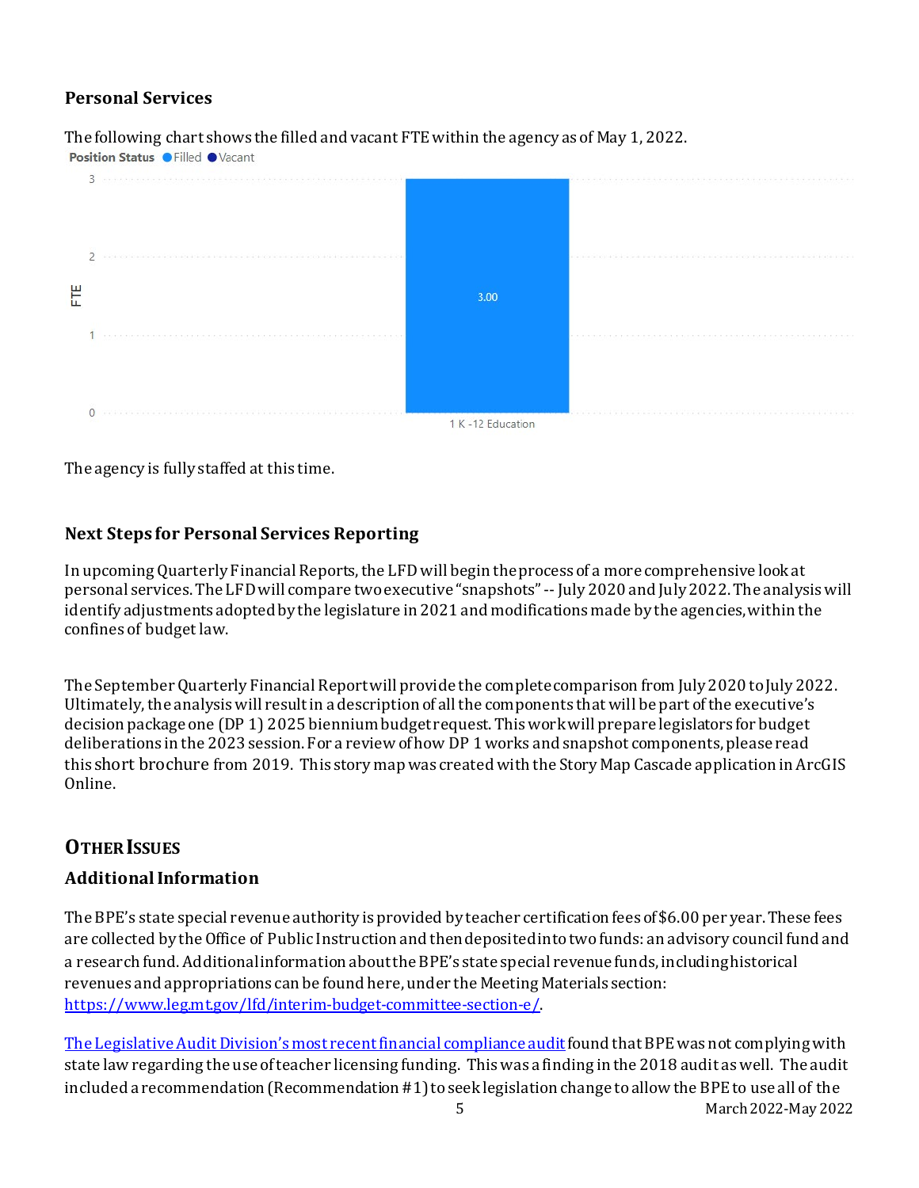## Personal Services

The following chart shows the filled and vacant FTE within the agency as of May 1, 2022.

Position Status ● Filled ● Vacant

| | FTE (Filled) | FTE (Vacant) |
|---|---|---|
| 1 K -12 Education | 3.00 | |

The agency is fully staffed at this time.

## Next Steps for Personal Services Reporting

In upcoming Quarterly Financial Reports, the LFD will begin the process of a more comprehensive look at personal services. The LFD will compare two executive "snapshots" -- July 2020 and July 2022. The analysis will identify adjustments adopted by the legislature in 2021 and modifications made by the agencies, within the confines of budget law.

The September Quarterly Financial Report will provide the complete comparison from July 2020 to July 2022. Ultimately, the analysis will result in a description of all the components that will be part of the executive's decision package one (DP 1) 2025 biennium budget request. This work will prepare legislators for budget deliberations in the 2023 session. For a review of how DP 1 works and snapshot components, please read this short brochure from 2019. This story map was created with the Story Map Cascade application in ArcGIS Online.

# OTHER ISSUES

## Additional Information

The BPE's state special revenue authority is provided by teacher certification fees of $6.00 per year. These fees are collected by the Office of Public Instruction and then deposited into two funds: an advisory council fund and a research fund. Additional information about the BPE's state special revenue funds, including historical revenues and appropriations can be found here, under the Meeting Materials section: https://www.leg.mt.gov/lfd/interim-budget-committee-section-e/.

The Legislative Audit Division's most recent financial compliance audit found that BPE was not complying with state law regarding the use of teacher licensing funding. This was a finding in the 2018 audit as well. The audit included a recommendation (Recommendation #1) to seek legislation change to allow the BPE to use all of the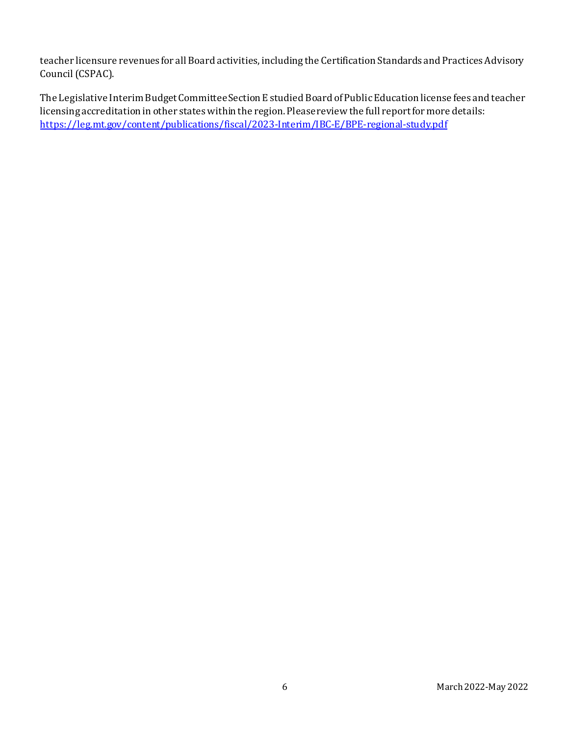teacher licensure revenues for all Board activities, including the Certification Standards and Practices Advisory Council (CSPAC).

The Legislative Interim Budget Committee Section E studied Board of Public Education license fees and teacher licensing accreditation in other states within the region. Please review the full report for more details: [https://leg.mt.gov/content/publications/fiscal/2023-Interim/IBC-E/BPE-regional-study.pdf](https://leg.mt.gov/content/publications/fiscal/2023-Interim/IBC-E/BPE-regional-study.pdf)